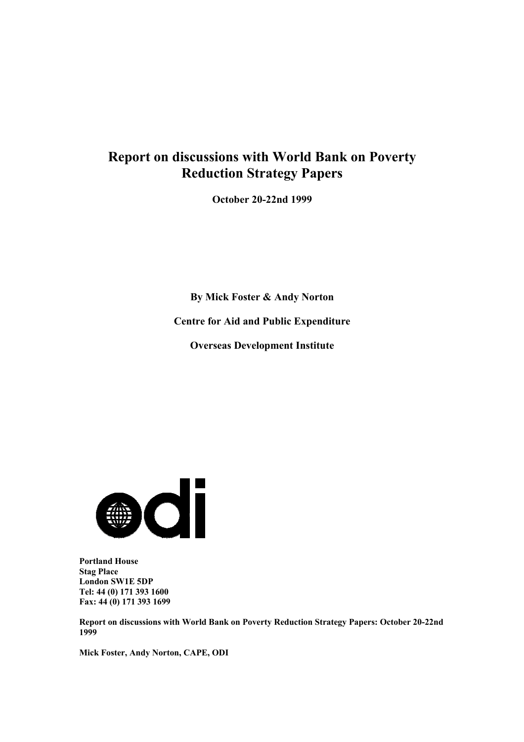# Report on discussions with World Bank on Poverty Reduction Strategy Papers

**October 20-22nd 1999**

**By Mick Foster & Andy Norton**

**Centre for Aid and Public Expenditure**

**Overseas Development Institute**

**Portland House**
**Stag Place**
**London SW1E 5DP**
**Tel: 44 (0) 171 393 1600**
**Fax: 44 (0) 171 393 1699**

**Report on discussions with World Bank on Poverty Reduction Strategy Papers: October 20-22nd 1999**

**Mick Foster, Andy Norton, CAPE, ODI**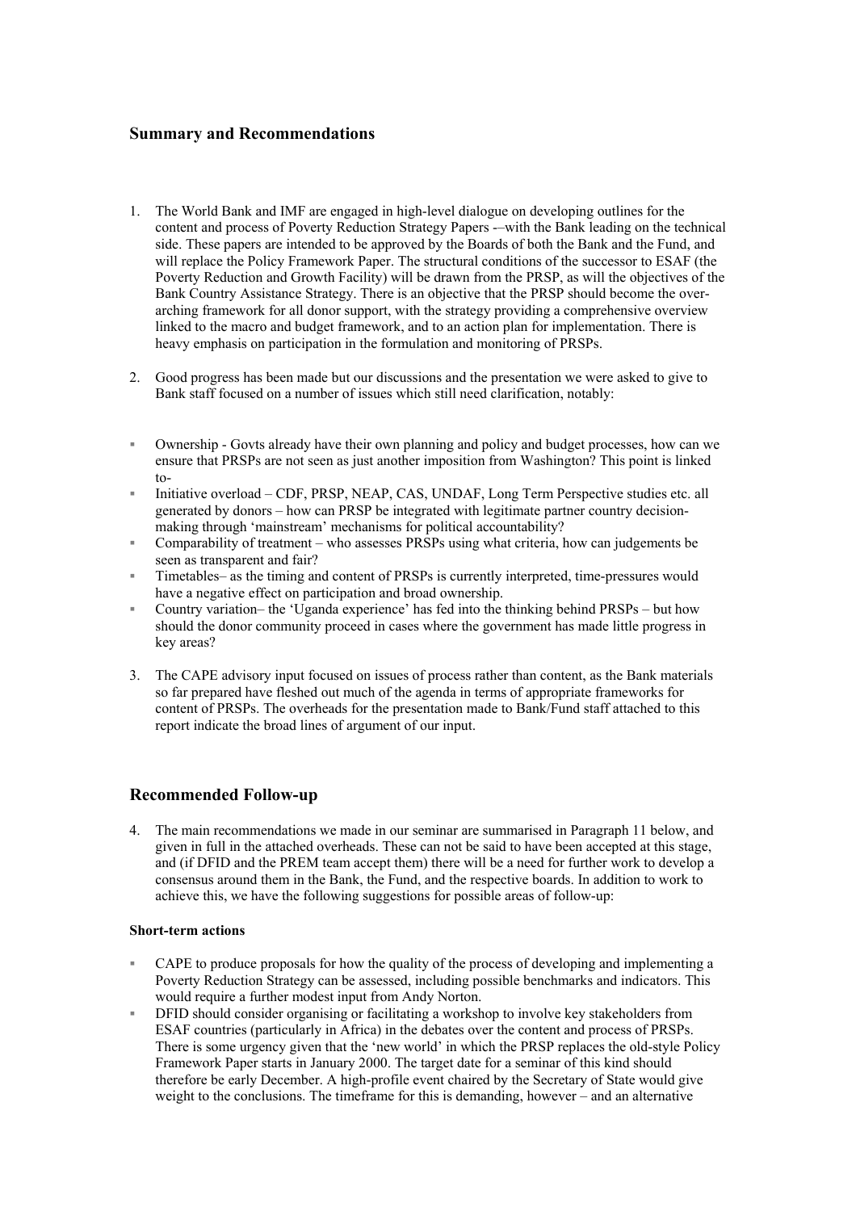## Summary and Recommendations

1. The World Bank and IMF are engaged in high-level dialogue on developing outlines for the content and process of Poverty Reduction Strategy Papers -–with the Bank leading on the technical side. These papers are intended to be approved by the Boards of both the Bank and the Fund, and will replace the Policy Framework Paper. The structural conditions of the successor to ESAF (the Poverty Reduction and Growth Facility) will be drawn from the PRSP, as will the objectives of the Bank Country Assistance Strategy. There is an objective that the PRSP should become the over-arching framework for all donor support, with the strategy providing a comprehensive overview linked to the macro and budget framework, and to an action plan for implementation. There is heavy emphasis on participation in the formulation and monitoring of PRSPs.

2. Good progress has been made but our discussions and the presentation we were asked to give to Bank staff focused on a number of issues which still need clarification, notably:

- Ownership - Govts already have their own planning and policy and budget processes, how can we ensure that PRSPs are not seen as just another imposition from Washington? This point is linked to-
- Initiative overload – CDF, PRSP, NEAP, CAS, UNDAF, Long Term Perspective studies etc. all generated by donors – how can PRSP be integrated with legitimate partner country decision-making through 'mainstream' mechanisms for political accountability?
- Comparability of treatment – who assesses PRSPs using what criteria, how can judgements be seen as transparent and fair?
- Timetables– as the timing and content of PRSPs is currently interpreted, time-pressures would have a negative effect on participation and broad ownership.
- Country variation– the 'Uganda experience' has fed into the thinking behind PRSPs – but how should the donor community proceed in cases where the government has made little progress in key areas?

3. The CAPE advisory input focused on issues of process rather than content, as the Bank materials so far prepared have fleshed out much of the agenda in terms of appropriate frameworks for content of PRSPs. The overheads for the presentation made to Bank/Fund staff attached to this report indicate the broad lines of argument of our input.

## Recommended Follow-up

4. The main recommendations we made in our seminar are summarised in Paragraph 11 below, and given in full in the attached overheads. These can not be said to have been accepted at this stage, and (if DFID and the PREM team accept them) there will be a need for further work to develop a consensus around them in the Bank, the Fund, and the respective boards. In addition to work to achieve this, we have the following suggestions for possible areas of follow-up:

**Short-term actions**

- CAPE to produce proposals for how the quality of the process of developing and implementing a Poverty Reduction Strategy can be assessed, including possible benchmarks and indicators. This would require a further modest input from Andy Norton.
- DFID should consider organising or facilitating a workshop to involve key stakeholders from ESAF countries (particularly in Africa) in the debates over the content and process of PRSPs. There is some urgency given that the 'new world' in which the PRSP replaces the old-style Policy Framework Paper starts in January 2000. The target date for a seminar of this kind should therefore be early December. A high-profile event chaired by the Secretary of State would give weight to the conclusions. The timeframe for this is demanding, however – and an alternative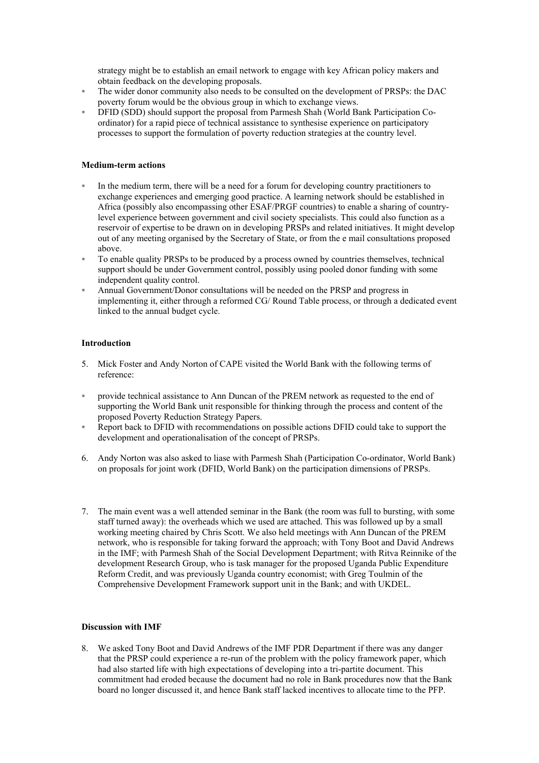strategy might be to establish an email network to engage with key African policy makers and obtain feedback on the developing proposals.

- The wider donor community also needs to be consulted on the development of PRSPs: the DAC poverty forum would be the obvious group in which to exchange views.
- DFID (SDD) should support the proposal from Parmesh Shah (World Bank Participation Co-ordinator) for a rapid piece of technical assistance to synthesise experience on participatory processes to support the formulation of poverty reduction strategies at the country level.

**Medium-term actions**

- In the medium term, there will be a need for a forum for developing country practitioners to exchange experiences and emerging good practice. A learning network should be established in Africa (possibly also encompassing other ESAF/PRGF countries) to enable a sharing of country-level experience between government and civil society specialists. This could also function as a reservoir of expertise to be drawn on in developing PRSPs and related initiatives. It might develop out of any meeting organised by the Secretary of State, or from the e mail consultations proposed above.
- To enable quality PRSPs to be produced by a process owned by countries themselves, technical support should be under Government control, possibly using pooled donor funding with some independent quality control.
- Annual Government/Donor consultations will be needed on the PRSP and progress in implementing it, either through a reformed CG/ Round Table process, or through a dedicated event linked to the annual budget cycle.

**Introduction**

5. Mick Foster and Andy Norton of CAPE visited the World Bank with the following terms of reference:

- provide technical assistance to Ann Duncan of the PREM network as requested to the end of supporting the World Bank unit responsible for thinking through the process and content of the proposed Poverty Reduction Strategy Papers.
- Report back to DFID with recommendations on possible actions DFID could take to support the development and operationalisation of the concept of PRSPs.

6. Andy Norton was also asked to liase with Parmesh Shah (Participation Co-ordinator, World Bank) on proposals for joint work (DFID, World Bank) on the participation dimensions of PRSPs.

7. The main event was a well attended seminar in the Bank (the room was full to bursting, with some staff turned away): the overheads which we used are attached. This was followed up by a small working meeting chaired by Chris Scott. We also held meetings with Ann Duncan of the PREM network, who is responsible for taking forward the approach; with Tony Boot and David Andrews in the IMF; with Parmesh Shah of the Social Development Department; with Ritva Reinnike of the development Research Group, who is task manager for the proposed Uganda Public Expenditure Reform Credit, and was previously Uganda country economist; with Greg Toulmin of the Comprehensive Development Framework support unit in the Bank; and with UKDEL.

**Discussion with IMF**

8. We asked Tony Boot and David Andrews of the IMF PDR Department if there was any danger that the PRSP could experience a re-run of the problem with the policy framework paper, which had also started life with high expectations of developing into a tri-partite document. This commitment had eroded because the document had no role in Bank procedures now that the Bank board no longer discussed it, and hence Bank staff lacked incentives to allocate time to the PFP.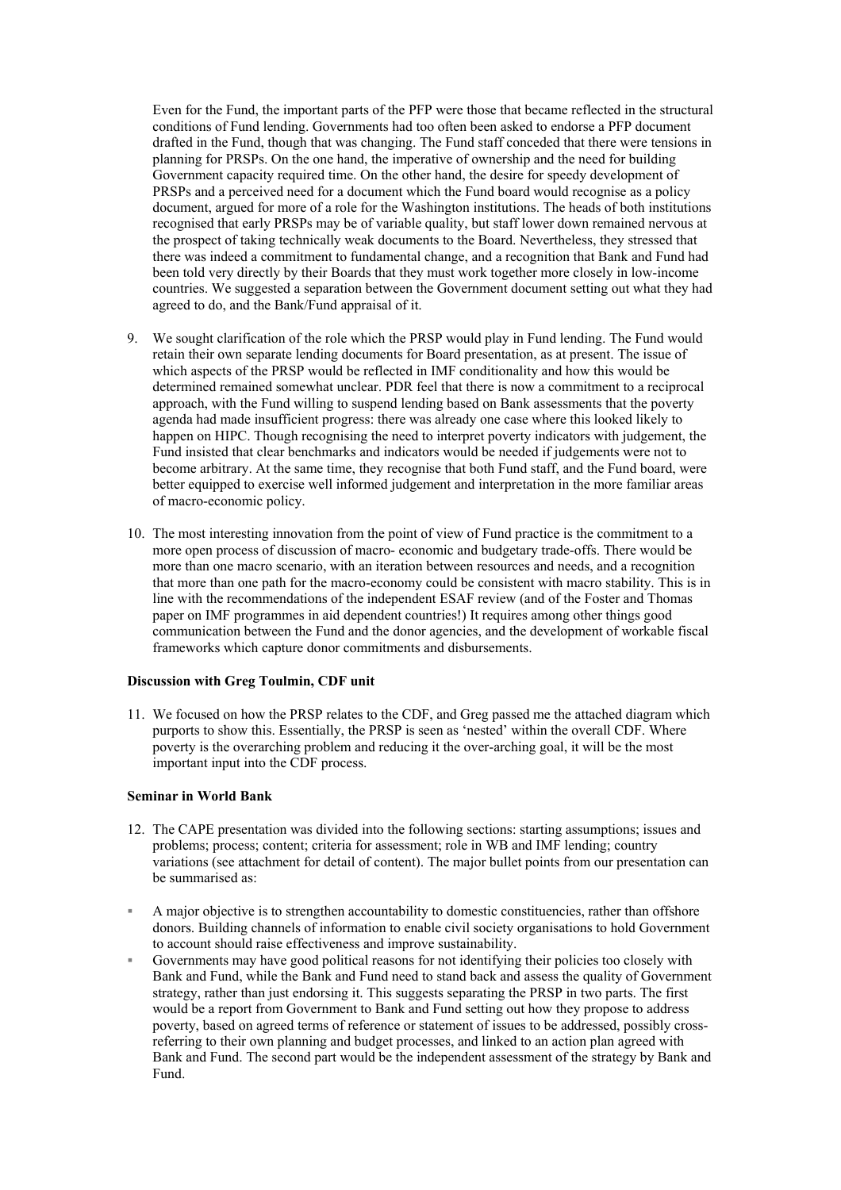Even for the Fund, the important parts of the PFP were those that became reflected in the structural conditions of Fund lending. Governments had too often been asked to endorse a PFP document drafted in the Fund, though that was changing. The Fund staff conceded that there were tensions in planning for PRSPs. On the one hand, the imperative of ownership and the need for building Government capacity required time. On the other hand, the desire for speedy development of PRSPs and a perceived need for a document which the Fund board would recognise as a policy document, argued for more of a role for the Washington institutions. The heads of both institutions recognised that early PRSPs may be of variable quality, but staff lower down remained nervous at the prospect of taking technically weak documents to the Board. Nevertheless, they stressed that there was indeed a commitment to fundamental change, and a recognition that Bank and Fund had been told very directly by their Boards that they must work together more closely in low-income countries. We suggested a separation between the Government document setting out what they had agreed to do, and the Bank/Fund appraisal of it.

9. We sought clarification of the role which the PRSP would play in Fund lending. The Fund would retain their own separate lending documents for Board presentation, as at present. The issue of which aspects of the PRSP would be reflected in IMF conditionality and how this would be determined remained somewhat unclear. PDR feel that there is now a commitment to a reciprocal approach, with the Fund willing to suspend lending based on Bank assessments that the poverty agenda had made insufficient progress: there was already one case where this looked likely to happen on HIPC. Though recognising the need to interpret poverty indicators with judgement, the Fund insisted that clear benchmarks and indicators would be needed if judgements were not to become arbitrary. At the same time, they recognise that both Fund staff, and the Fund board, were better equipped to exercise well informed judgement and interpretation in the more familiar areas of macro-economic policy.

10. The most interesting innovation from the point of view of Fund practice is the commitment to a more open process of discussion of macro- economic and budgetary trade-offs. There would be more than one macro scenario, with an iteration between resources and needs, and a recognition that more than one path for the macro-economy could be consistent with macro stability. This is in line with the recommendations of the independent ESAF review (and of the Foster and Thomas paper on IMF programmes in aid dependent countries!) It requires among other things good communication between the Fund and the donor agencies, and the development of workable fiscal frameworks which capture donor commitments and disbursements.

**Discussion with Greg Toulmin, CDF unit**

11. We focused on how the PRSP relates to the CDF, and Greg passed me the attached diagram which purports to show this. Essentially, the PRSP is seen as 'nested' within the overall CDF. Where poverty is the overarching problem and reducing it the over-arching goal, it will be the most important input into the CDF process.

**Seminar in World Bank**

12. The CAPE presentation was divided into the following sections: starting assumptions; issues and problems; process; content; criteria for assessment; role in WB and IMF lending; country variations (see attachment for detail of content). The major bullet points from our presentation can be summarised as:

- A major objective is to strengthen accountability to domestic constituencies, rather than offshore donors. Building channels of information to enable civil society organisations to hold Government to account should raise effectiveness and improve sustainability.
- Governments may have good political reasons for not identifying their policies too closely with Bank and Fund, while the Bank and Fund need to stand back and assess the quality of Government strategy, rather than just endorsing it. This suggests separating the PRSP in two parts. The first would be a report from Government to Bank and Fund setting out how they propose to address poverty, based on agreed terms of reference or statement of issues to be addressed, possibly cross-referring to their own planning and budget processes, and linked to an action plan agreed with Bank and Fund. The second part would be the independent assessment of the strategy by Bank and Fund.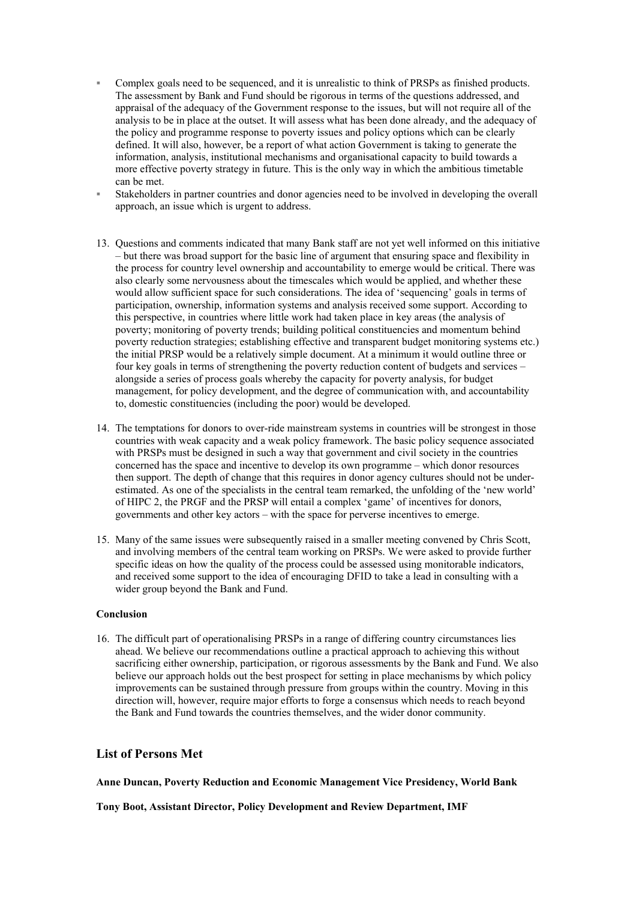- Complex goals need to be sequenced, and it is unrealistic to think of PRSPs as finished products. The assessment by Bank and Fund should be rigorous in terms of the questions addressed, and appraisal of the adequacy of the Government response to the issues, but will not require all of the analysis to be in place at the outset. It will assess what has been done already, and the adequacy of the policy and programme response to poverty issues and policy options which can be clearly defined. It will also, however, be a report of what action Government is taking to generate the information, analysis, institutional mechanisms and organisational capacity to build towards a more effective poverty strategy in future. This is the only way in which the ambitious timetable can be met.
- Stakeholders in partner countries and donor agencies need to be involved in developing the overall approach, an issue which is urgent to address.

13. Questions and comments indicated that many Bank staff are not yet well informed on this initiative – but there was broad support for the basic line of argument that ensuring space and flexibility in the process for country level ownership and accountability to emerge would be critical. There was also clearly some nervousness about the timescales which would be applied, and whether these would allow sufficient space for such considerations. The idea of 'sequencing' goals in terms of participation, ownership, information systems and analysis received some support. According to this perspective, in countries where little work had taken place in key areas (the analysis of poverty; monitoring of poverty trends; building political constituencies and momentum behind poverty reduction strategies; establishing effective and transparent budget monitoring systems etc.) the initial PRSP would be a relatively simple document. At a minimum it would outline three or four key goals in terms of strengthening the poverty reduction content of budgets and services – alongside a series of process goals whereby the capacity for poverty analysis, for budget management, for policy development, and the degree of communication with, and accountability to, domestic constituencies (including the poor) would be developed.

14. The temptations for donors to over-ride mainstream systems in countries will be strongest in those countries with weak capacity and a weak policy framework. The basic policy sequence associated with PRSPs must be designed in such a way that government and civil society in the countries concerned has the space and incentive to develop its own programme – which donor resources then support. The depth of change that this requires in donor agency cultures should not be under-estimated. As one of the specialists in the central team remarked, the unfolding of the 'new world' of HIPC 2, the PRGF and the PRSP will entail a complex 'game' of incentives for donors, governments and other key actors – with the space for perverse incentives to emerge.

15. Many of the same issues were subsequently raised in a smaller meeting convened by Chris Scott, and involving members of the central team working on PRSPs. We were asked to provide further specific ideas on how the quality of the process could be assessed using monitorable indicators, and received some support to the idea of encouraging DFID to take a lead in consulting with a wider group beyond the Bank and Fund.

**Conclusion**

16. The difficult part of operationalising PRSPs in a range of differing country circumstances lies ahead. We believe our recommendations outline a practical approach to achieving this without sacrificing either ownership, participation, or rigorous assessments by the Bank and Fund. We also believe our approach holds out the best prospect for setting in place mechanisms by which policy improvements can be sustained through pressure from groups within the country. Moving in this direction will, however, require major efforts to forge a consensus which needs to reach beyond the Bank and Fund towards the countries themselves, and the wider donor community.

## List of Persons Met

**Anne Duncan, Poverty Reduction and Economic Management Vice Presidency, World Bank**

**Tony Boot, Assistant Director, Policy Development and Review Department, IMF**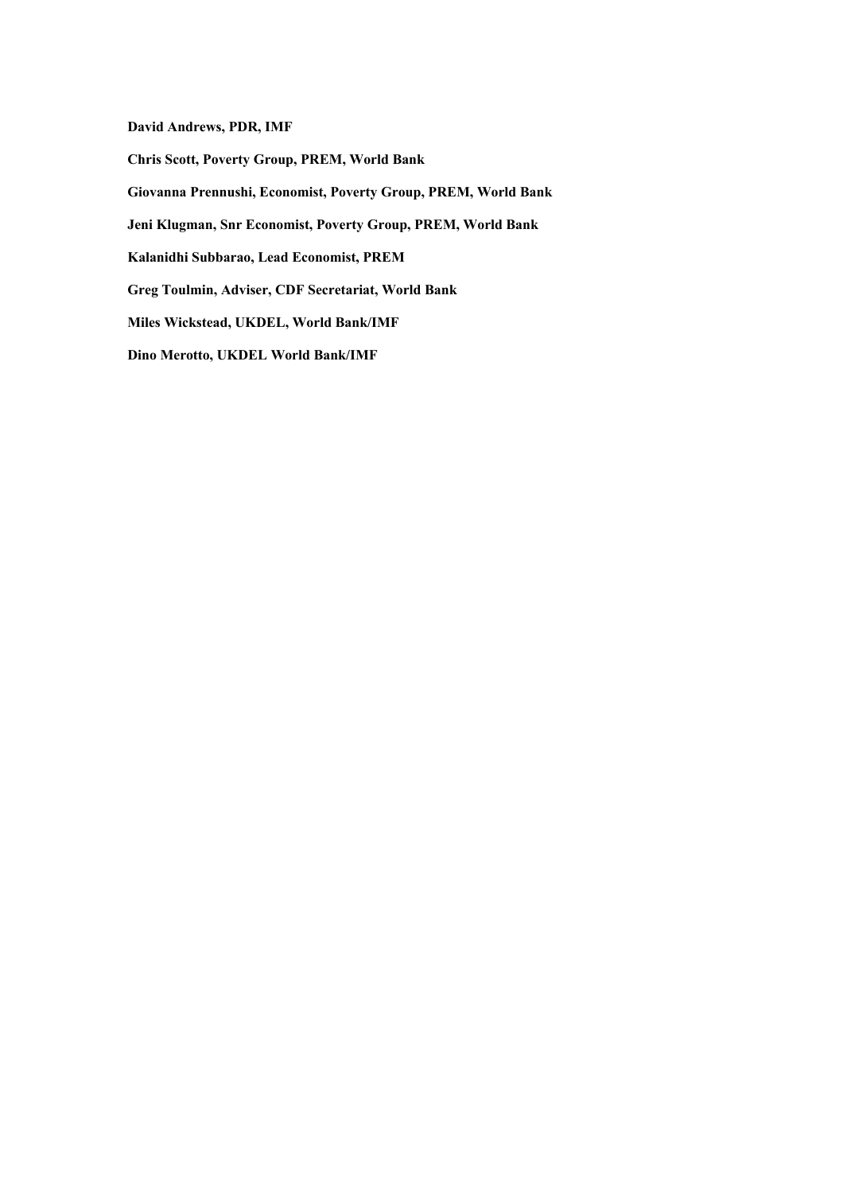**David Andrews, PDR, IMF**

**Chris Scott, Poverty Group, PREM, World Bank**

**Giovanna Prennushi, Economist, Poverty Group, PREM, World Bank**

**Jeni Klugman, Snr Economist, Poverty Group, PREM, World Bank**

**Kalanidhi Subbarao, Lead Economist, PREM**

**Greg Toulmin, Adviser, CDF Secretariat, World Bank**

**Miles Wickstead, UKDEL, World Bank/IMF**

**Dino Merotto, UKDEL World Bank/IMF**